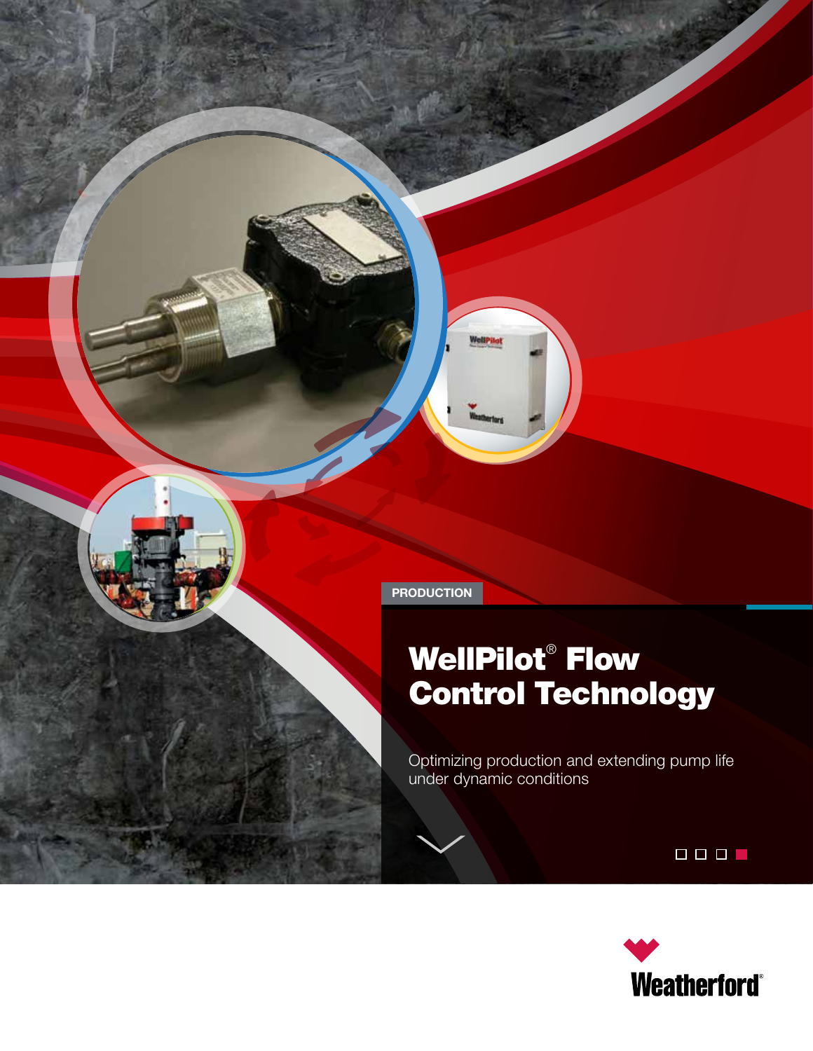PRODUCTION

# WellPilot® Flow Control Technology

Optimizing production and extending pump life under dynamic conditions

Weatherford®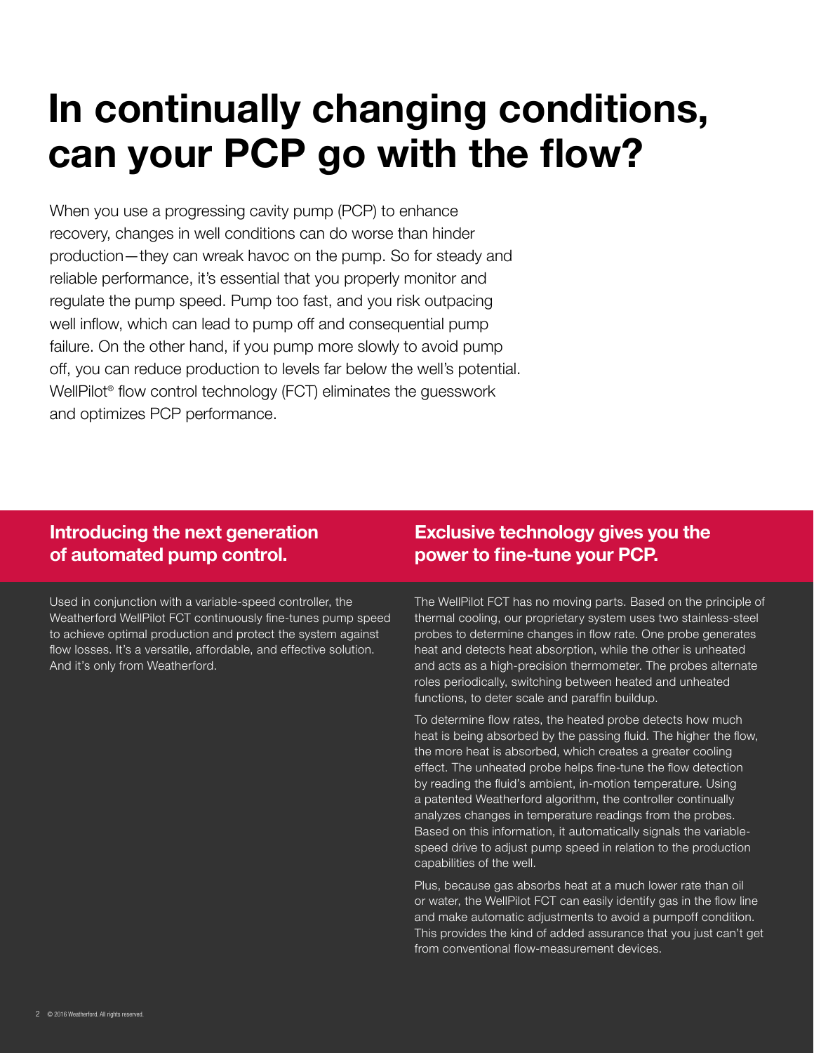# In continually changing conditions, can your PCP go with the flow?

When you use a progressing cavity pump (PCP) to enhance recovery, changes in well conditions can do worse than hinder production—they can wreak havoc on the pump. So for steady and reliable performance, it's essential that you properly monitor and regulate the pump speed. Pump too fast, and you risk outpacing well inflow, which can lead to pump off and consequential pump failure. On the other hand, if you pump more slowly to avoid pump off, you can reduce production to levels far below the well's potential. WellPilot® flow control technology (FCT) eliminates the guesswork and optimizes PCP performance.

## Introducing the next generation of automated pump control.

Used in conjunction with a variable-speed controller, the Weatherford WellPilot FCT continuously fine-tunes pump speed to achieve optimal production and protect the system against flow losses. It's a versatile, affordable, and effective solution. And it's only from Weatherford.

## Exclusive technology gives you the power to fine-tune your PCP.

The WellPilot FCT has no moving parts. Based on the principle of thermal cooling, our proprietary system uses two stainless-steel probes to determine changes in flow rate. One probe generates heat and detects heat absorption, while the other is unheated and acts as a high-precision thermometer. The probes alternate roles periodically, switching between heated and unheated functions, to deter scale and paraffin buildup.

To determine flow rates, the heated probe detects how much heat is being absorbed by the passing fluid. The higher the flow, the more heat is absorbed, which creates a greater cooling effect. The unheated probe helps fine-tune the flow detection by reading the fluid's ambient, in-motion temperature. Using a patented Weatherford algorithm, the controller continually analyzes changes in temperature readings from the probes. Based on this information, it automatically signals the variable-speed drive to adjust pump speed in relation to the production capabilities of the well.

Plus, because gas absorbs heat at a much lower rate than oil or water, the WellPilot FCT can easily identify gas in the flow line and make automatic adjustments to avoid a pumpoff condition. This provides the kind of added assurance that you just can't get from conventional flow-measurement devices.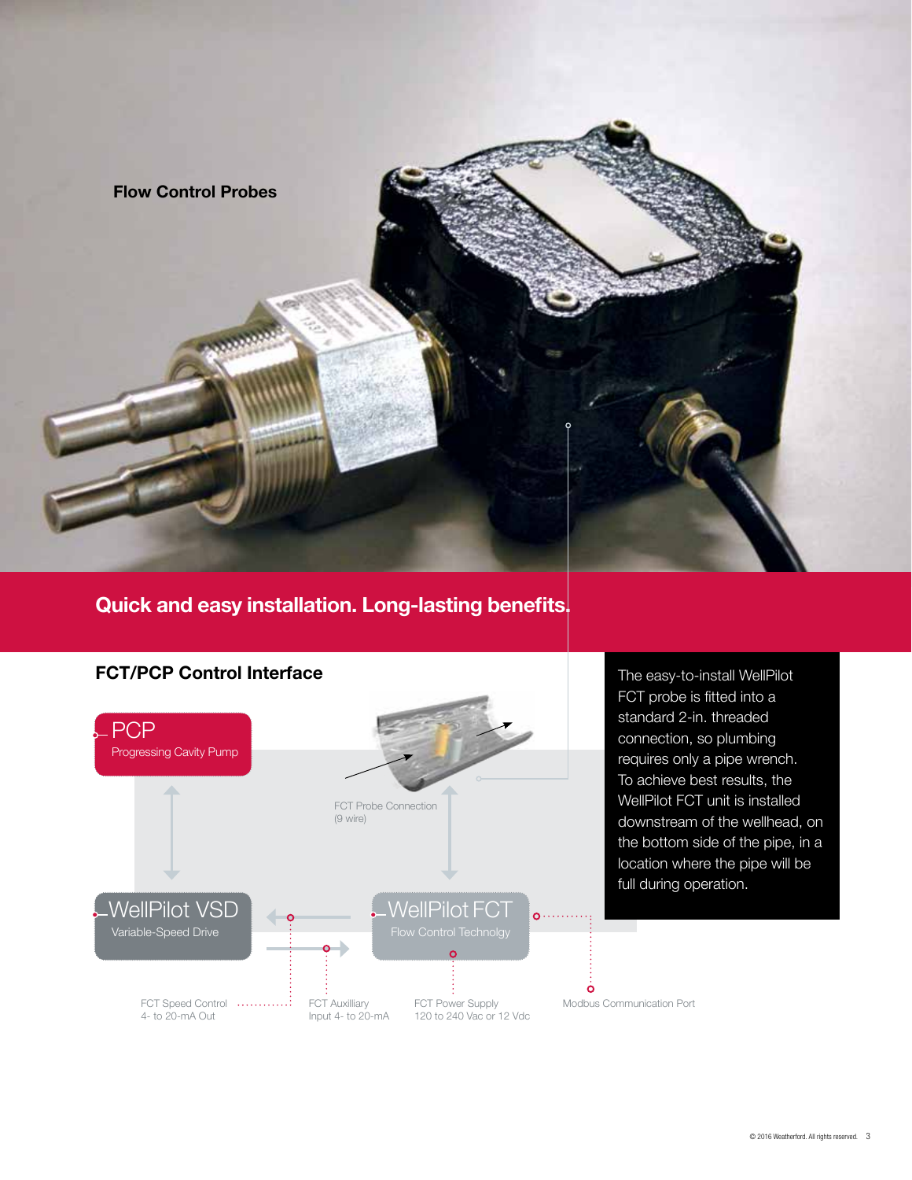**Flow Control Probes**

## Quick and easy installation. Long-lasting benefits.

### FCT/PCP Control Interface

PCP
Progressing Cavity Pump

FCT Probe Connection
(9 wire)

WellPilot VSD
Variable-Speed Drive

WellPilot FCT
Flow Control Technolgy

FCT Speed Control
4- to 20-mA Out

FCT Auxilliary
Input 4- to 20-mA

FCT Power Supply
120 to 240 Vac or 12 Vdc

Modbus Communication Port

The easy-to-install WellPilot FCT probe is fitted into a standard 2-in. threaded connection, so plumbing requires only a pipe wrench. To achieve best results, the WellPilot FCT unit is installed downstream of the wellhead, on the bottom side of the pipe, in a location where the pipe will be full during operation.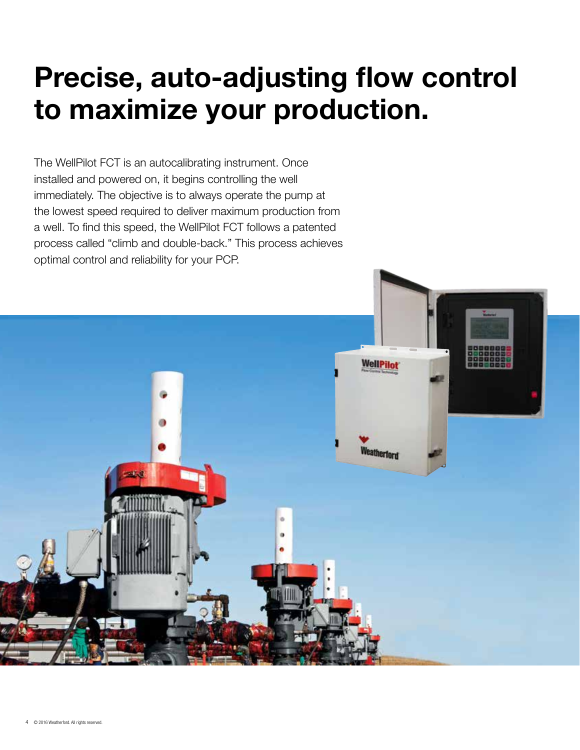# Precise, auto-adjusting flow control to maximize your production.

The WellPilot FCT is an autocalibrating instrument. Once installed and powered on, it begins controlling the well immediately. The objective is to always operate the pump at the lowest speed required to deliver maximum production from a well. To find this speed, the WellPilot FCT follows a patented process called "climb and double-back." This process achieves optimal control and reliability for your PCP.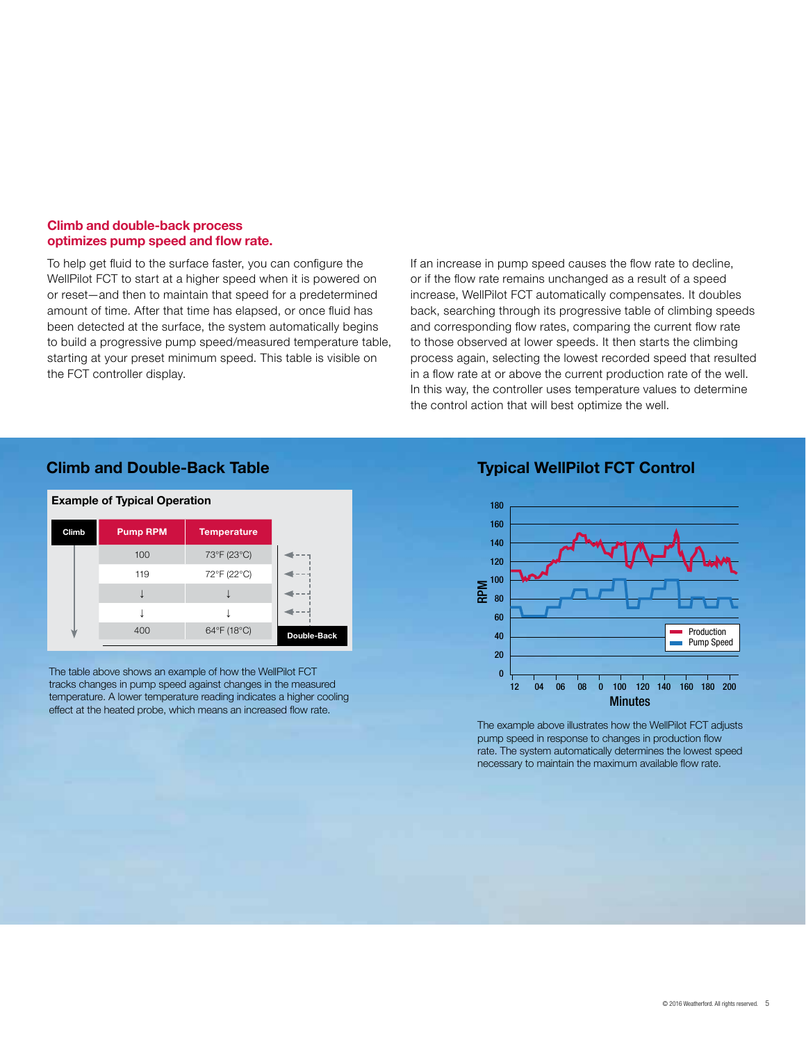## Climb and double-back process optimizes pump speed and flow rate.

To help get fluid to the surface faster, you can configure the WellPilot FCT to start at a higher speed when it is powered on or reset—and then to maintain that speed for a predetermined amount of time. After that time has elapsed, or once fluid has been detected at the surface, the system automatically begins to build a progressive pump speed/measured temperature table, starting at your preset minimum speed. This table is visible on the FCT controller display.

If an increase in pump speed causes the flow rate to decline, or if the flow rate remains unchanged as a result of a speed increase, WellPilot FCT automatically compensates. It doubles back, searching through its progressive table of climbing speeds and corresponding flow rates, comparing the current flow rate to those observed at lower speeds. It then starts the climbing process again, selecting the lowest recorded speed that resulted in a flow rate at or above the current production rate of the well. In this way, the controller uses temperature values to determine the control action that will best optimize the well.

## Climb and Double-Back Table

**Example of Typical Operation**

| Climb | Pump RPM | Temperature |
|---|---|---|
| | 100 | 73°F (23°C) |
| | 119 | 72°F (22°C) |
| | ↓ | ↓ |
| | ↓ | ↓ |
| | 400 | 64°F (18°C) |

Double-Back

The table above shows an example of how the WellPilot FCT tracks changes in pump speed against changes in the measured temperature. A lower temperature reading indicates a higher cooling effect at the heated probe, which means an increased flow rate.

## Typical WellPilot FCT Control

The example above illustrates how the WellPilot FCT adjusts pump speed in response to changes in production flow rate. The system automatically determines the lowest speed necessary to maintain the maximum available flow rate.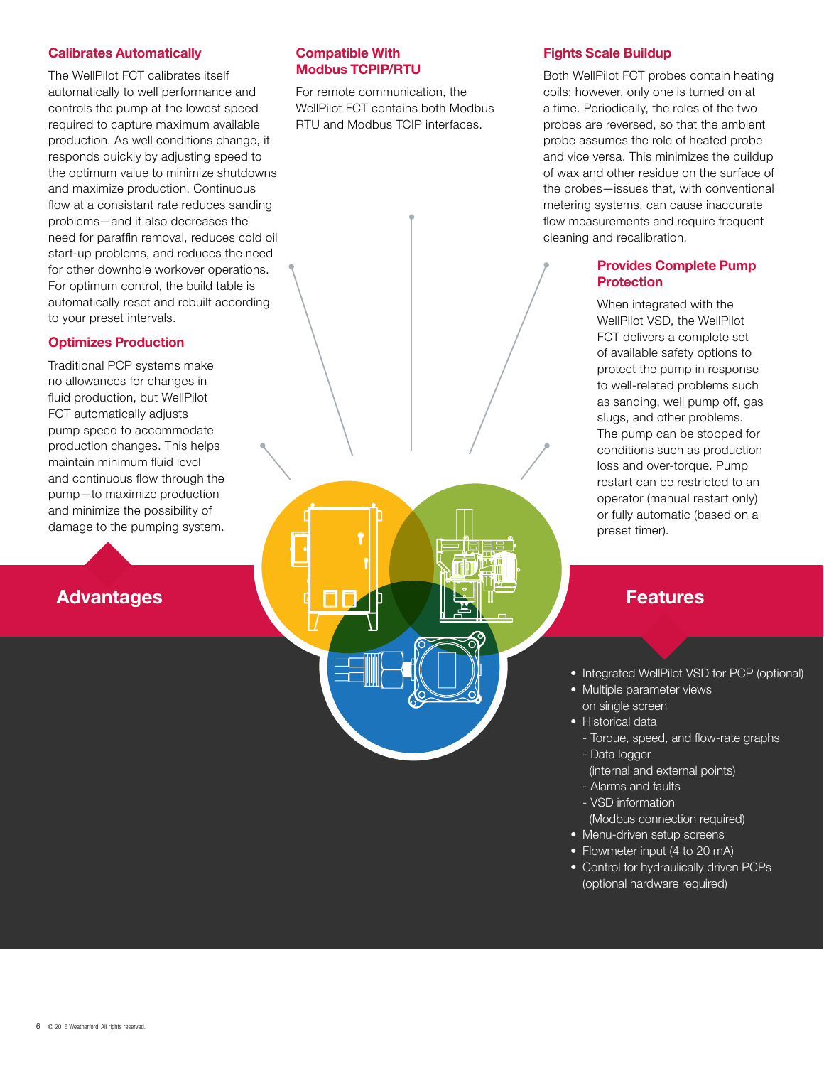## Advantages

### Calibrates Automatically

The WellPilot FCT calibrates itself automatically to well performance and controls the pump at the lowest speed required to capture maximum available production. As well conditions change, it responds quickly by adjusting speed to the optimum value to minimize shutdowns and maximize production. Continuous flow at a consistant rate reduces sanding problems—and it also decreases the need for paraffin removal, reduces cold oil start-up problems, and reduces the need for other downhole workover operations. For optimum control, the build table is automatically reset and rebuilt according to your preset intervals.

### Optimizes Production

Traditional PCP systems make no allowances for changes in fluid production, but WellPilot FCT automatically adjusts pump speed to accommodate production changes. This helps maintain minimum fluid level and continuous flow through the pump—to maximize production and minimize the possibility of damage to the pumping system.

### Compatible With Modbus TCPIP/RTU

For remote communication, the WellPilot FCT contains both Modbus RTU and Modbus TCIP interfaces.

### Fights Scale Buildup

Both WellPilot FCT probes contain heating coils; however, only one is turned on at a time. Periodically, the roles of the two probes are reversed, so that the ambient probe assumes the role of heated probe and vice versa. This minimizes the buildup of wax and other residue on the surface of the probes—issues that, with conventional metering systems, can cause inaccurate flow measurements and require frequent cleaning and recalibration.

### Provides Complete Pump Protection

When integrated with the WellPilot VSD, the WellPilot FCT delivers a complete set of available safety options to protect the pump in response to well-related problems such as sanding, well pump off, gas slugs, and other problems. The pump can be stopped for conditions such as production loss and over-torque. Pump restart can be restricted to an operator (manual restart only) or fully automatic (based on a preset timer).

## Features

- Integrated WellPilot VSD for PCP (optional)
- Multiple parameter views on single screen
- Historical data
  - Torque, speed, and flow-rate graphs
  - Data logger (internal and external points)
  - Alarms and faults
  - VSD information (Modbus connection required)
- Menu-driven setup screens
- Flowmeter input (4 to 20 mA)
- Control for hydraulically driven PCPs (optional hardware required)

© 2016 Weatherford. All rights reserved.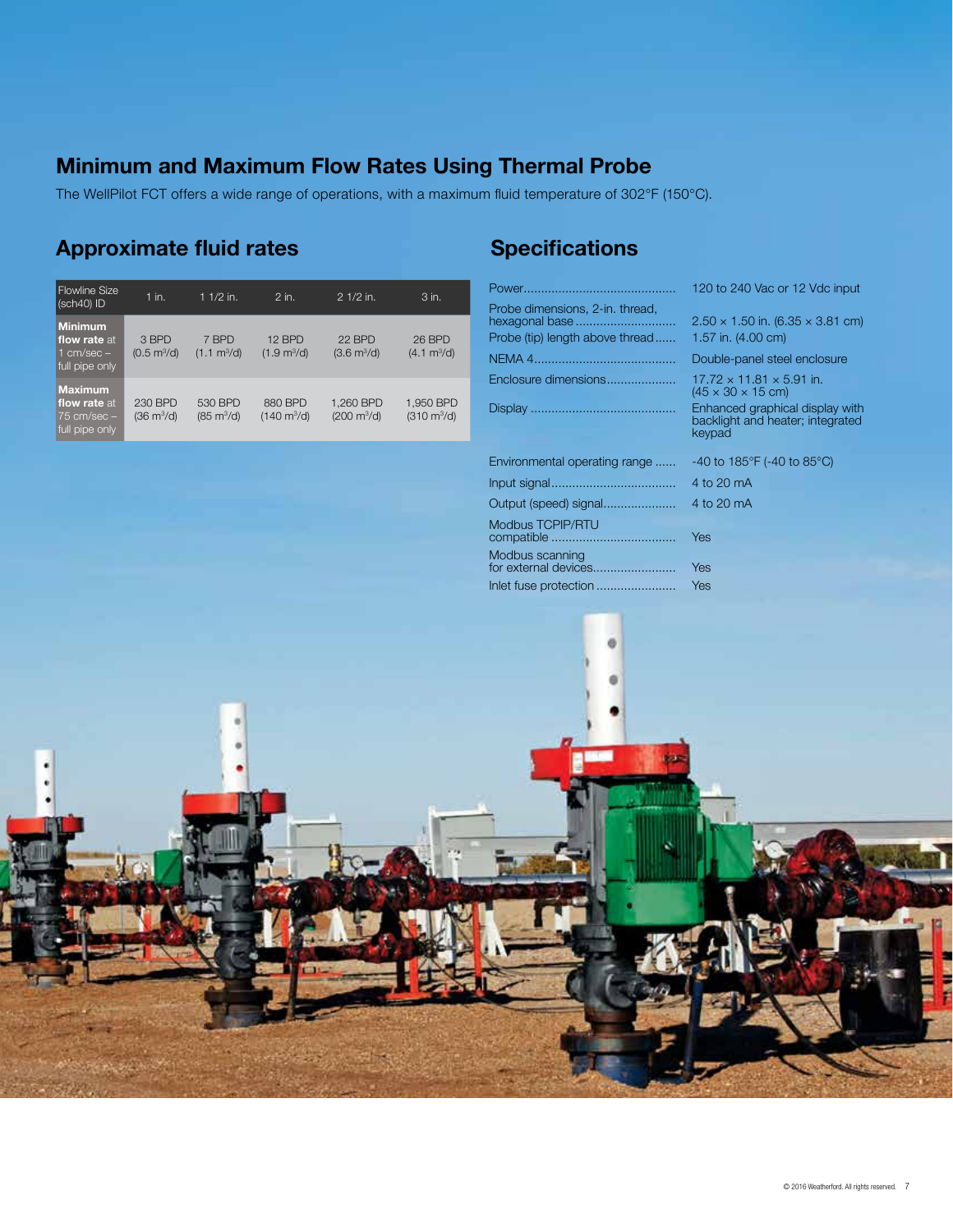## Minimum and Maximum Flow Rates Using Thermal Probe

The WellPilot FCT offers a wide range of operations, with a maximum fluid temperature of 302°F (150°C).

## Approximate fluid rates

| Flowline Size (sch40) ID | 1 in. | 1 1/2 in. | 2 in. | 2 1/2 in. | 3 in. |
|---|---|---|---|---|---|
| **Minimum flow rate** at 1 cm/sec – full pipe only | 3 BPD (0.5 $m^3$/d) | 7 BPD (1.1 $m^3$/d) | 12 BPD (1.9 $m^3$/d) | 22 BPD (3.6 $m^3$/d) | 26 BPD (4.1 $m^3$/d) |
| **Maximum flow rate** at 75 cm/sec – full pipe only | 230 BPD (36 $m^3$/d) | 530 BPD (85 $m^3$/d) | 880 BPD (140 $m^3$/d) | 1,260 BPD (200 $m^3$/d) | 1,950 BPD (310 $m^3$/d) |

## Specifications

| | |
|---|---|
| Power | 120 to 240 Vac or 12 Vdc input |
| Probe dimensions, 2-in. thread, hexagonal base | 2.50 × 1.50 in. (6.35 × 3.81 cm) |
| Probe (tip) length above thread | 1.57 in. (4.00 cm) |
| NEMA 4 | Double-panel steel enclosure |
| Enclosure dimensions | 17.72 × 11.81 × 5.91 in. (45 × 30 × 15 cm) |
| Display | Enhanced graphical display with backlight and heater; integrated keypad |
| Environmental operating range | -40 to 185°F (-40 to 85°C) |
| Input signal | 4 to 20 mA |
| Output (speed) signal | 4 to 20 mA |
| Modbus TCPIP/RTU compatible | Yes |
| Modbus scanning for external devices | Yes |
| Inlet fuse protection | Yes |

© 2016 Weatherford. All rights reserved.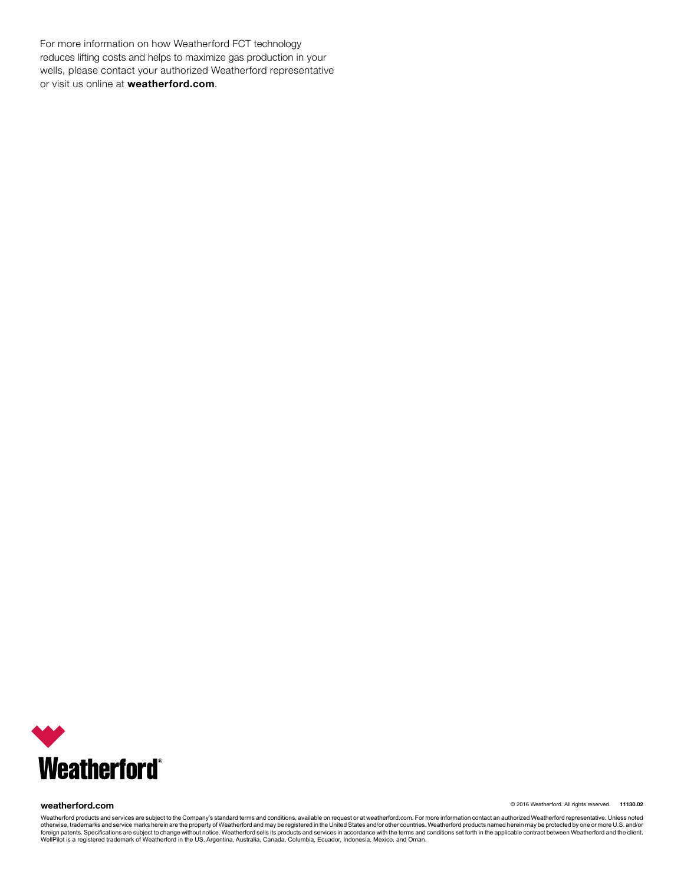For more information on how Weatherford FCT technology reduces lifting costs and helps to maximize gas production in your wells, please contact your authorized Weatherford representative or visit us online at **weatherford.com**.

Weatherford®

**weatherford.com**

© 2016 Weatherford. All rights reserved. **11130.02**

Weatherford products and services are subject to the Company's standard terms and conditions, available on request or at weatherford.com. For more information contact an authorized Weatherford representative. Unless noted otherwise, trademarks and service marks herein are the property of Weatherford and may be registered in the United States and/or other countries. Weatherford products named herein may be protected by one or more U.S. and/or foreign patents. Specifications are subject to change without notice. Weatherford sells its products and services in accordance with the terms and conditions set forth in the applicable contract between Weatherford and the client. WellPilot is a registered trademark of Weatherford in the US, Argentina, Australia, Canada, Columbia, Ecuador, Indonesia, Mexico, and Oman.